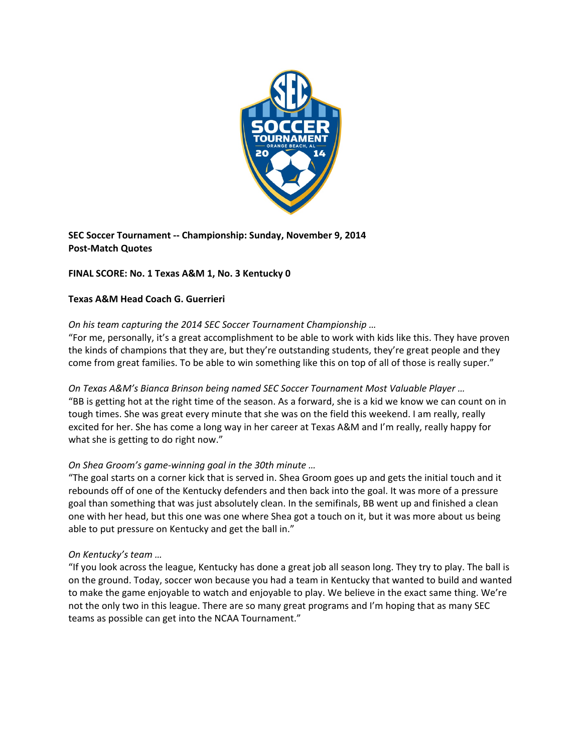**SEC Soccer Tournament -- Championship: Sunday, November 9, 2014**
**Post-Match Quotes**

**FINAL SCORE: No. 1 Texas A&M 1, No. 3 Kentucky 0**

**Texas A&M Head Coach G. Guerrieri**

*On his team capturing the 2014 SEC Soccer Tournament Championship …*
"For me, personally, it's a great accomplishment to be able to work with kids like this. They have proven the kinds of champions that they are, but they're outstanding students, they're great people and they come from great families. To be able to win something like this on top of all of those is really super."

*On Texas A&M's Bianca Brinson being named SEC Soccer Tournament Most Valuable Player …*
"BB is getting hot at the right time of the season. As a forward, she is a kid we know we can count on in tough times. She was great every minute that she was on the field this weekend. I am really, really excited for her. She has come a long way in her career at Texas A&M and I'm really, really happy for what she is getting to do right now."

*On Shea Groom's game-winning goal in the 30th minute …*
"The goal starts on a corner kick that is served in. Shea Groom goes up and gets the initial touch and it rebounds off of one of the Kentucky defenders and then back into the goal. It was more of a pressure goal than something that was just absolutely clean. In the semifinals, BB went up and finished a clean one with her head, but this one was one where Shea got a touch on it, but it was more about us being able to put pressure on Kentucky and get the ball in."

*On Kentucky's team …*
"If you look across the league, Kentucky has done a great job all season long. They try to play. The ball is on the ground. Today, soccer won because you had a team in Kentucky that wanted to build and wanted to make the game enjoyable to watch and enjoyable to play. We believe in the exact same thing. We're not the only two in this league. There are so many great programs and I'm hoping that as many SEC teams as possible can get into the NCAA Tournament."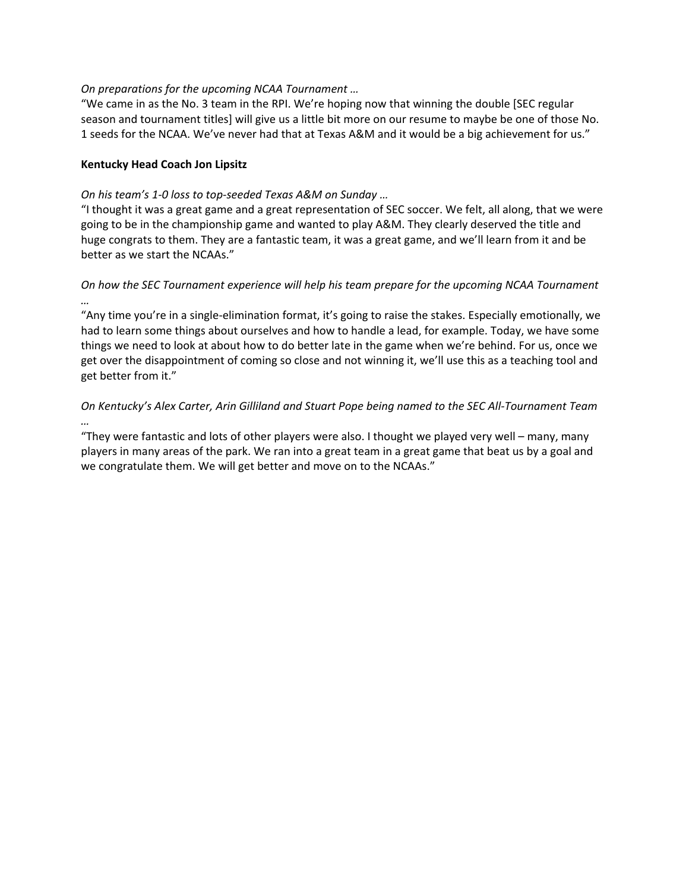*On preparations for the upcoming NCAA Tournament …*
"We came in as the No. 3 team in the RPI. We're hoping now that winning the double [SEC regular season and tournament titles] will give us a little bit more on our resume to maybe be one of those No. 1 seeds for the NCAA. We've never had that at Texas A&M and it would be a big achievement for us."

**Kentucky Head Coach Jon Lipsitz**

*On his team's 1-0 loss to top-seeded Texas A&M on Sunday …*
"I thought it was a great game and a great representation of SEC soccer. We felt, all along, that we were going to be in the championship game and wanted to play A&M. They clearly deserved the title and huge congrats to them. They are a fantastic team, it was a great game, and we'll learn from it and be better as we start the NCAAs."

*On how the SEC Tournament experience will help his team prepare for the upcoming NCAA Tournament …*
"Any time you're in a single-elimination format, it's going to raise the stakes. Especially emotionally, we had to learn some things about ourselves and how to handle a lead, for example. Today, we have some things we need to look at about how to do better late in the game when we're behind. For us, once we get over the disappointment of coming so close and not winning it, we'll use this as a teaching tool and get better from it."

*On Kentucky's Alex Carter, Arin Gilliland and Stuart Pope being named to the SEC All-Tournament Team …*
"They were fantastic and lots of other players were also. I thought we played very well – many, many players in many areas of the park. We ran into a great team in a great game that beat us by a goal and we congratulate them. We will get better and move on to the NCAAs."